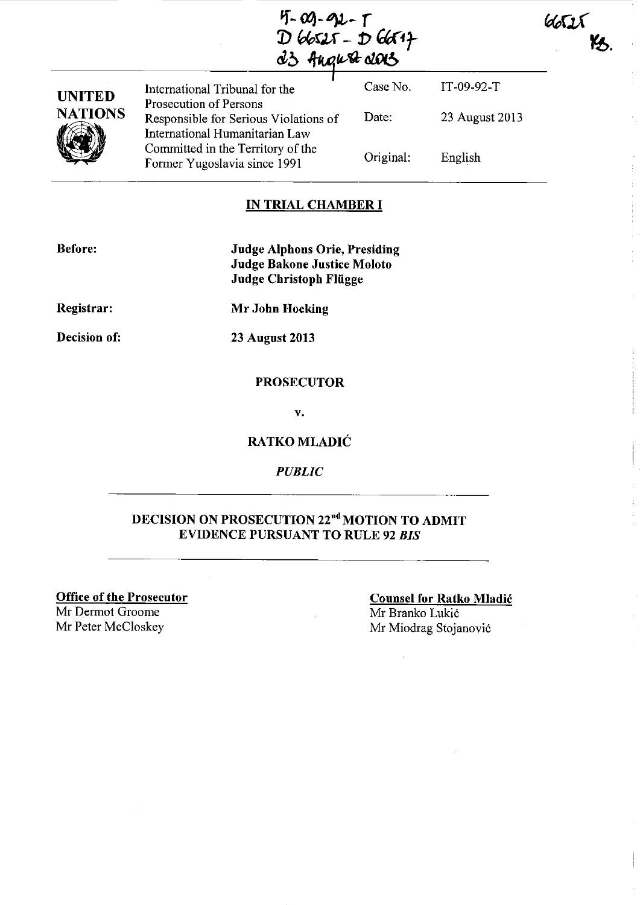IT-09-92-T
D 66525 - D 66517
23 August 2013

66525
YS.

| UNITED NATIONS | International Tribunal for the Prosecution of Persons Responsible for Serious Violations of International Humanitarian Law Committed in the Territory of the Former Yugoslavia since 1991 | Case No. | IT-09-92-T |
|---|---|---|---|
| | | Date: | 23 August 2013 |
| | | Original: | English |

## IN TRIAL CHAMBER I

**Before:** **Judge Alphons Orie, Presiding**
**Judge Bakone Justice Moloto**
**Judge Christoph Flügge**

**Registrar:** **Mr John Hocking**

**Decision of:** **23 August 2013**

**PROSECUTOR**

**v.**

**RATKO MLADIĆ**

*PUBLIC*

## DECISION ON PROSECUTION 22nd MOTION TO ADMIT EVIDENCE PURSUANT TO RULE 92 *BIS*

**Office of the Prosecutor**
Mr Dermot Groome
Mr Peter McCloskey

**Counsel for Ratko Mladić**
Mr Branko Lukić
Mr Miodrag Stojanović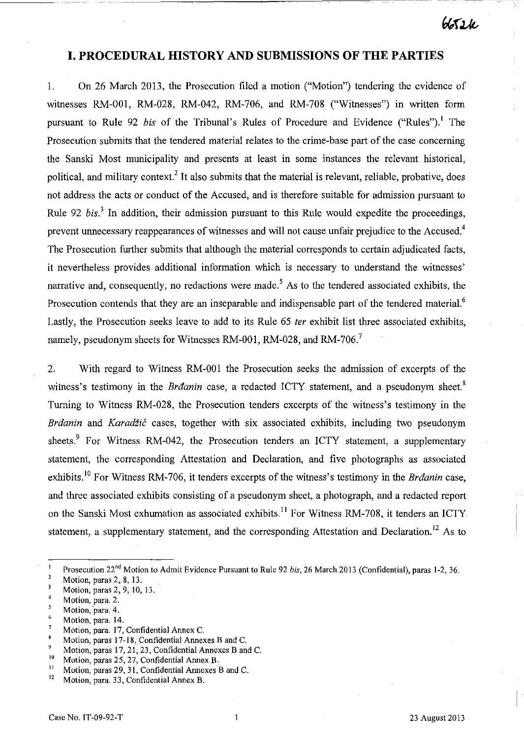# I. PROCEDURAL HISTORY AND SUBMISSIONS OF THE PARTIES

1. On 26 March 2013, the Prosecution filed a motion ("Motion") tendering the evidence of witnesses RM-001, RM-028, RM-042, RM-706, and RM-708 ("Witnesses") in written form pursuant to Rule 92 *bis* of the Tribunal's Rules of Procedure and Evidence ("Rules").[1] The Prosecution submits that the tendered material relates to the crime-base part of the case concerning the Sanski Most municipality and presents at least in some instances the relevant historical, political, and military context.[2] It also submits that the material is relevant, reliable, probative, does not address the acts or conduct of the Accused, and is therefore suitable for admission pursuant to Rule 92 *bis*.[3] In addition, their admission pursuant to this Rule would expedite the proceedings, prevent unnecessary reappearances of witnesses and will not cause unfair prejudice to the Accused.[4] The Prosecution further submits that although the material corresponds to certain adjudicated facts, it nevertheless provides additional information which is necessary to understand the witnesses' narrative and, consequently, no redactions were made.[5] As to the tendered associated exhibits, the Prosecution contends that they are an inseparable and indispensable part of the tendered material.[6] Lastly, the Prosecution seeks leave to add to its Rule 65 *ter* exhibit list three associated exhibits, namely, pseudonym sheets for Witnesses RM-001, RM-028, and RM-706.[7]

2. With regard to Witness RM-001 the Prosecution seeks the admission of excerpts of the witness's testimony in the *Brđanin* case, a redacted ICTY statement, and a pseudonym sheet.[8] Turning to Witness RM-028, the Prosecution tenders excerpts of the witness's testimony in the *Brđanin* and *Karadžić* cases, together with six associated exhibits, including two pseudonym sheets.[9] For Witness RM-042, the Prosecution tenders an ICTY statement, a supplementary statement, the corresponding Attestation and Declaration, and five photographs as associated exhibits.[10] For Witness RM-706, it tenders excerpts of the witness's testimony in the *Brđanin* case, and three associated exhibits consisting of a pseudonym sheet, a photograph, and a redacted report on the Sanski Most exhumation as associated exhibits.[11] For Witness RM-708, it tenders an ICTY statement, a supplementary statement, and the corresponding Attestation and Declaration.[12] As to

---

[1] Prosecution 22nd Motion to Admit Evidence Pursuant to Rule 92 *bis*, 26 March 2013 (Confidential), paras 1-2, 36.
[2] Motion, paras 2, 8, 13.
[3] Motion, paras 2, 9, 10, 13.
[4] Motion, para. 2.
[5] Motion, para. 4.
[6] Motion, para. 14.
[7] Motion, para. 17, Confidential Annex C.
[8] Motion, paras 17-18, Confidential Annexes B and C.
[9] Motion, paras 17, 21, 23, Confidential Annexes B and C.
[10] Motion, paras 25, 27, Confidential Annex B.
[11] Motion, paras 29, 31, Confidential Annexes B and C.
[12] Motion, para. 33, Confidential Annex B.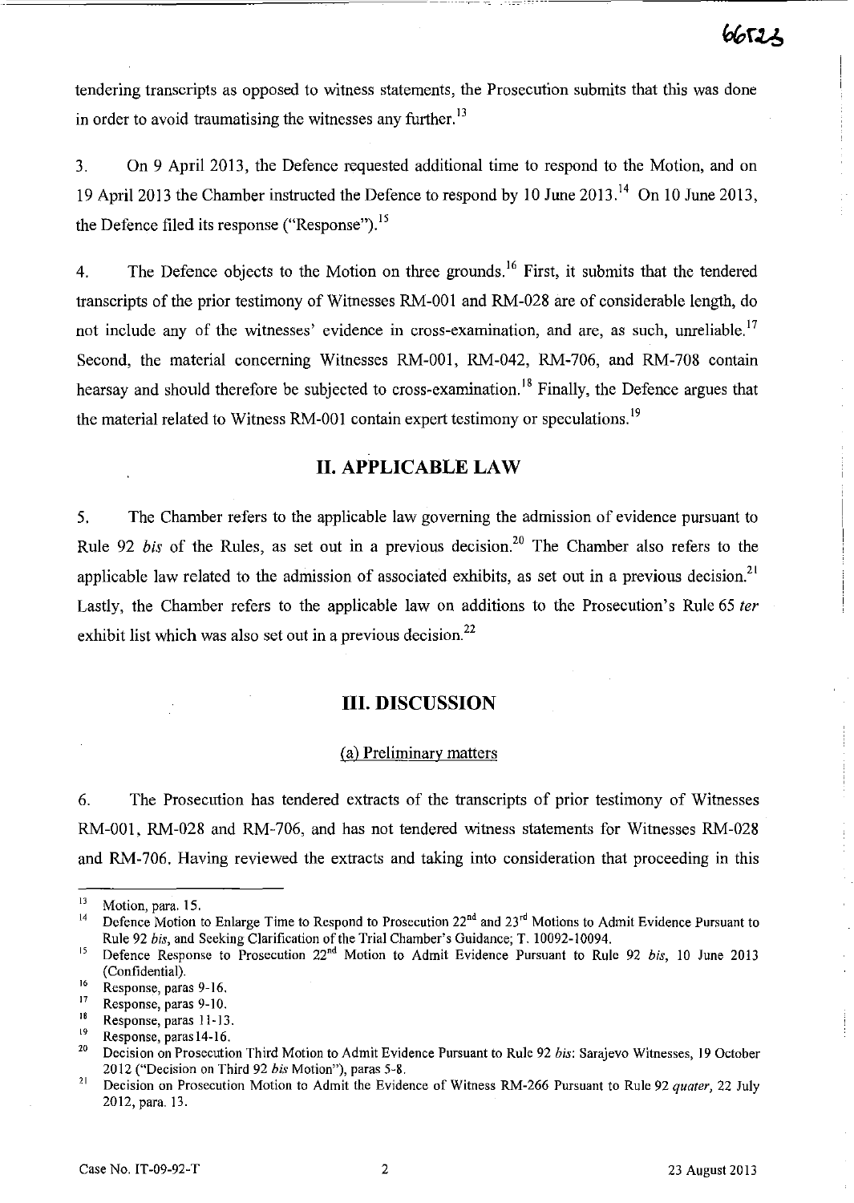tendering transcripts as opposed to witness statements, the Prosecution submits that this was done in order to avoid traumatising the witnesses any further.[13]

3. On 9 April 2013, the Defence requested additional time to respond to the Motion, and on 19 April 2013 the Chamber instructed the Defence to respond by 10 June 2013.[14] On 10 June 2013, the Defence filed its response ("Response").[15]

4. The Defence objects to the Motion on three grounds.[16] First, it submits that the tendered transcripts of the prior testimony of Witnesses RM-001 and RM-028 are of considerable length, do not include any of the witnesses' evidence in cross-examination, and are, as such, unreliable.[17] Second, the material concerning Witnesses RM-001, RM-042, RM-706, and RM-708 contain hearsay and should therefore be subjected to cross-examination.[18] Finally, the Defence argues that the material related to Witness RM-001 contain expert testimony or speculations.[19]

## II. APPLICABLE LAW

5. The Chamber refers to the applicable law governing the admission of evidence pursuant to Rule 92 *bis* of the Rules, as set out in a previous decision.[20] The Chamber also refers to the applicable law related to the admission of associated exhibits, as set out in a previous decision.[21] Lastly, the Chamber refers to the applicable law on additions to the Prosecution's Rule 65 *ter* exhibit list which was also set out in a previous decision.[22]

## III. DISCUSSION

### (a) Preliminary matters

6. The Prosecution has tendered extracts of the transcripts of prior testimony of Witnesses RM-001, RM-028 and RM-706, and has not tendered witness statements for Witnesses RM-028 and RM-706. Having reviewed the extracts and taking into consideration that proceeding in this

---

[13] Motion, para. 15.

[14] Defence Motion to Enlarge Time to Respond to Prosecution 22nd and 23rd Motions to Admit Evidence Pursuant to Rule 92 *bis*, and Seeking Clarification of the Trial Chamber's Guidance; T. 10092-10094.

[15] Defence Response to Prosecution 22nd Motion to Admit Evidence Pursuant to Rule 92 *bis*, 10 June 2013 (Confidential).

[16] Response, paras 9-16.

[17] Response, paras 9-10.

[18] Response, paras 11-13.

[19] Response, paras 14-16.

[20] Decision on Prosecution Third Motion to Admit Evidence Pursuant to Rule 92 *bis*: Sarajevo Witnesses, 19 October 2012 ("Decision on Third 92 *bis* Motion"), paras 5-8.

[21] Decision on Prosecution Motion to Admit the Evidence of Witness RM-266 Pursuant to Rule 92 *quater*, 22 July 2012, para. 13.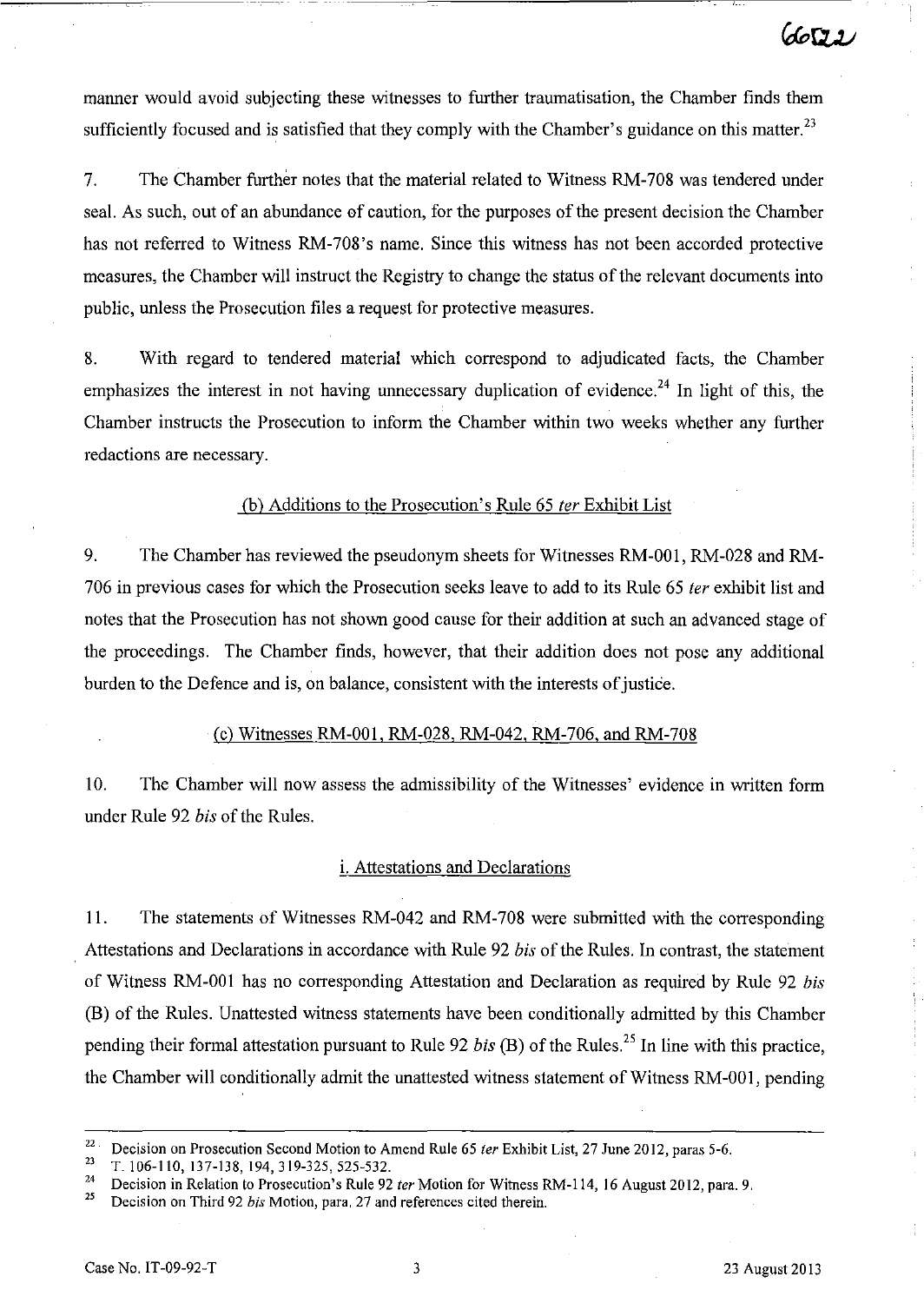manner would avoid subjecting these witnesses to further traumatisation, the Chamber finds them sufficiently focused and is satisfied that they comply with the Chamber's guidance on this matter.[23]

7. The Chamber further notes that the material related to Witness RM-708 was tendered under seal. As such, out of an abundance of caution, for the purposes of the present decision the Chamber has not referred to Witness RM-708's name. Since this witness has not been accorded protective measures, the Chamber will instruct the Registry to change the status of the relevant documents into public, unless the Prosecution files a request for protective measures.

8. With regard to tendered material which correspond to adjudicated facts, the Chamber emphasizes the interest in not having unnecessary duplication of evidence.[24] In light of this, the Chamber instructs the Prosecution to inform the Chamber within two weeks whether any further redactions are necessary.

(b) Additions to the Prosecution's Rule 65 *ter* Exhibit List

9. The Chamber has reviewed the pseudonym sheets for Witnesses RM-001, RM-028 and RM-706 in previous cases for which the Prosecution seeks leave to add to its Rule 65 *ter* exhibit list and notes that the Prosecution has not shown good cause for their addition at such an advanced stage of the proceedings. The Chamber finds, however, that their addition does not pose any additional burden to the Defence and is, on balance, consistent with the interests of justice.

(c) Witnesses RM-001, RM-028, RM-042, RM-706, and RM-708

10. The Chamber will now assess the admissibility of the Witnesses' evidence in written form under Rule 92 *bis* of the Rules.

i. Attestations and Declarations

11. The statements of Witnesses RM-042 and RM-708 were submitted with the corresponding Attestations and Declarations in accordance with Rule 92 *bis* of the Rules. In contrast, the statement of Witness RM-001 has no corresponding Attestation and Declaration as required by Rule 92 *bis* (B) of the Rules. Unattested witness statements have been conditionally admitted by this Chamber pending their formal attestation pursuant to Rule 92 *bis* (B) of the Rules.[25] In line with this practice, the Chamber will conditionally admit the unattested witness statement of Witness RM-001, pending

---

[22] Decision on Prosecution Second Motion to Amend Rule 65 *ter* Exhibit List, 27 June 2012, paras 5-6.

[23] T. 106-110, 137-138, 194, 319-325, 525-532.

[24] Decision in Relation to Prosecution's Rule 92 *ter* Motion for Witness RM-114, 16 August 2012, para. 9.

[25] Decision on Third 92 *bis* Motion, para. 27 and references cited therein.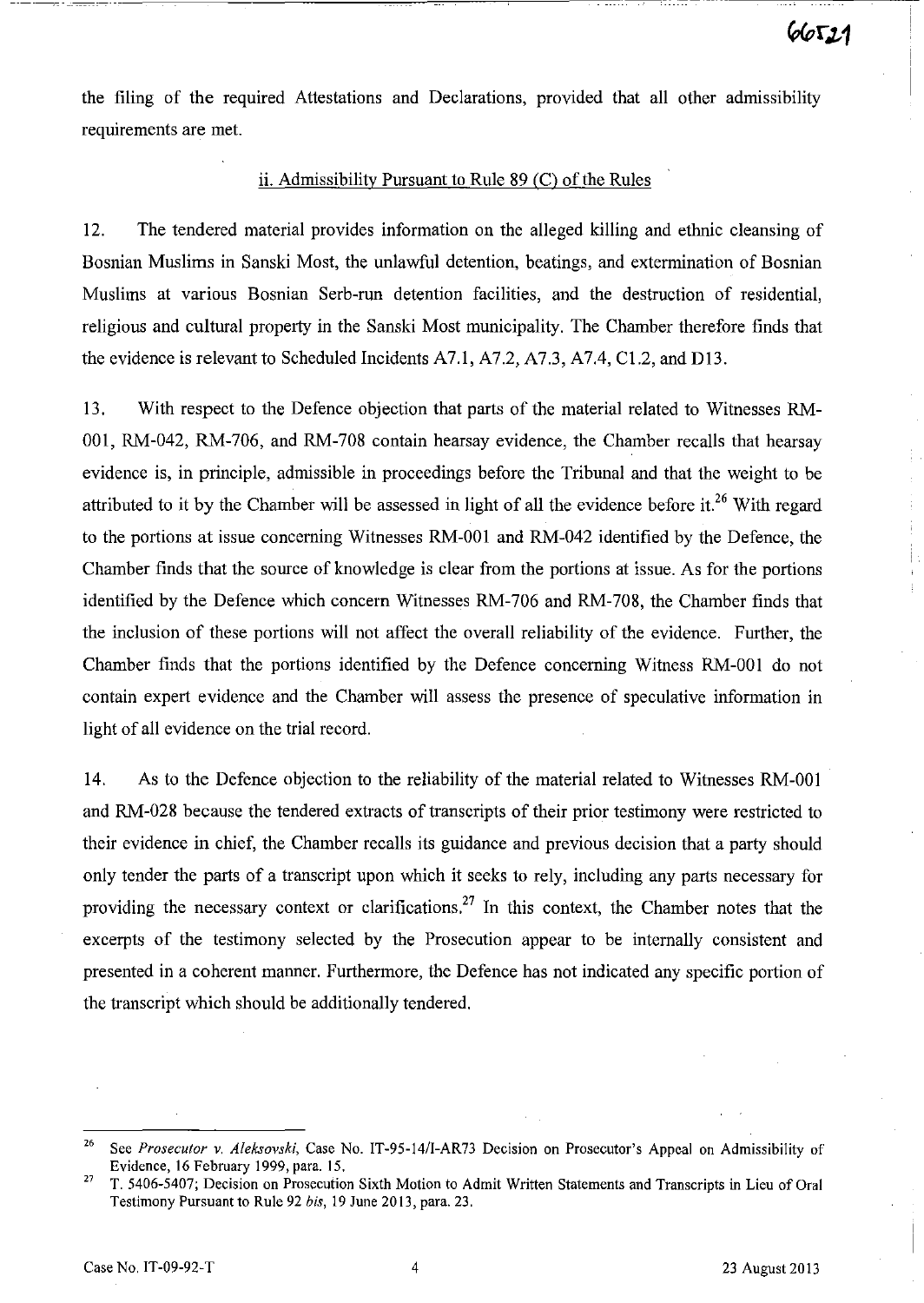the filing of the required Attestations and Declarations, provided that all other admissibility requirements are met.

ii. Admissibility Pursuant to Rule 89 (C) of the Rules

12. The tendered material provides information on the alleged killing and ethnic cleansing of Bosnian Muslims in Sanski Most, the unlawful detention, beatings, and extermination of Bosnian Muslims at various Bosnian Serb-run detention facilities, and the destruction of residential, religious and cultural property in the Sanski Most municipality. The Chamber therefore finds that the evidence is relevant to Scheduled Incidents A7.1, A7.2, A7.3, A7.4, C1.2, and D13.

13. With respect to the Defence objection that parts of the material related to Witnesses RM-001, RM-042, RM-706, and RM-708 contain hearsay evidence, the Chamber recalls that hearsay evidence is, in principle, admissible in proceedings before the Tribunal and that the weight to be attributed to it by the Chamber will be assessed in light of all the evidence before it.[26] With regard to the portions at issue concerning Witnesses RM-001 and RM-042 identified by the Defence, the Chamber finds that the source of knowledge is clear from the portions at issue. As for the portions identified by the Defence which concern Witnesses RM-706 and RM-708, the Chamber finds that the inclusion of these portions will not affect the overall reliability of the evidence. Further, the Chamber finds that the portions identified by the Defence concerning Witness RM-001 do not contain expert evidence and the Chamber will assess the presence of speculative information in light of all evidence on the trial record.

14. As to the Defence objection to the reliability of the material related to Witnesses RM-001 and RM-028 because the tendered extracts of transcripts of their prior testimony were restricted to their evidence in chief, the Chamber recalls its guidance and previous decision that a party should only tender the parts of a transcript upon which it seeks to rely, including any parts necessary for providing the necessary context or clarifications.[27] In this context, the Chamber notes that the excerpts of the testimony selected by the Prosecution appear to be internally consistent and presented in a coherent manner. Furthermore, the Defence has not indicated any specific portion of the transcript which should be additionally tendered.

---

[26] See *Prosecutor v. Aleksovski*, Case No. IT-95-14/1-AR73 Decision on Prosecutor's Appeal on Admissibility of Evidence, 16 February 1999, para. 15.

[27] T. 5406-5407; Decision on Prosecution Sixth Motion to Admit Written Statements and Transcripts in Lieu of Oral Testimony Pursuant to Rule 92 *bis*, 19 June 2013, para. 23.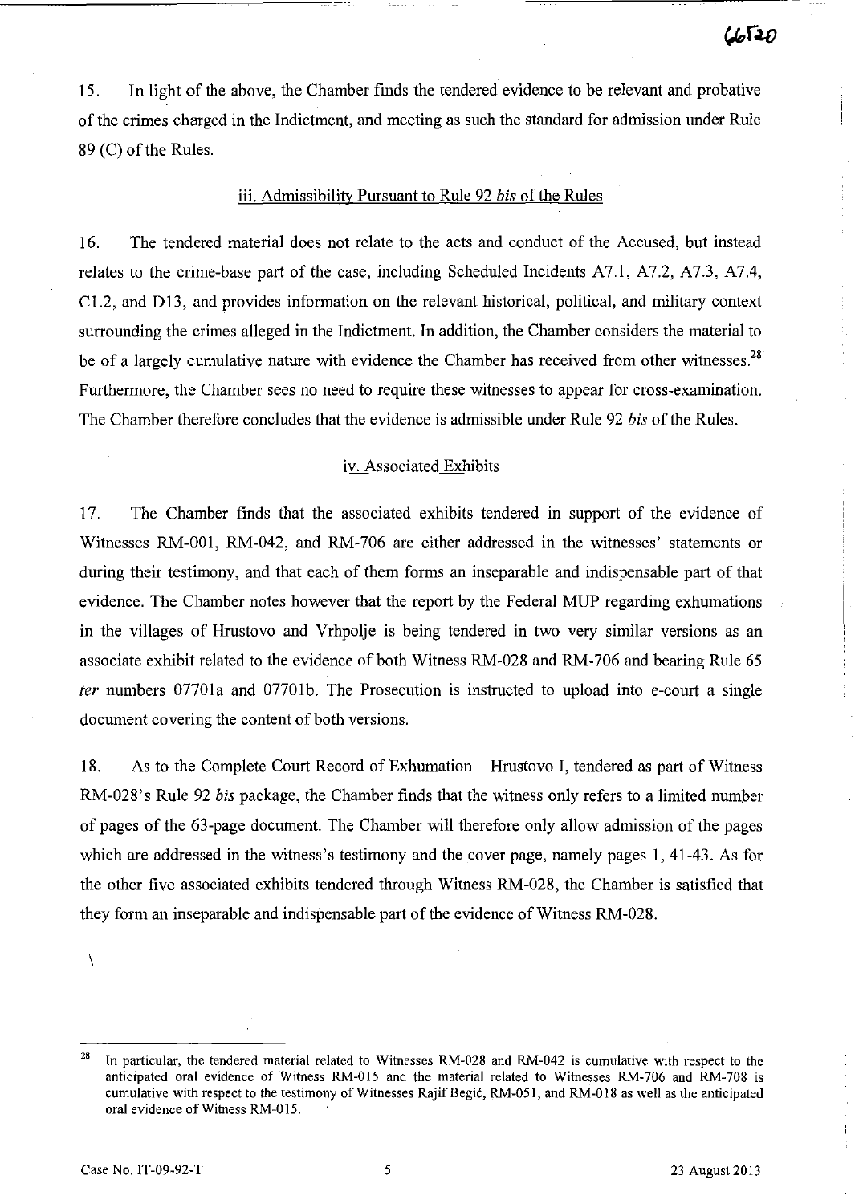15. In light of the above, the Chamber finds the tendered evidence to be relevant and probative of the crimes charged in the Indictment, and meeting as such the standard for admission under Rule 89 (C) of the Rules.

### iii. Admissibility Pursuant to Rule 92 *bis* of the Rules

16. The tendered material does not relate to the acts and conduct of the Accused, but instead relates to the crime-base part of the case, including Scheduled Incidents A7.1, A7.2, A7.3, A7.4, C1.2, and D13, and provides information on the relevant historical, political, and military context surrounding the crimes alleged in the Indictment. In addition, the Chamber considers the material to be of a largely cumulative nature with evidence the Chamber has received from other witnesses.[28] Furthermore, the Chamber sees no need to require these witnesses to appear for cross-examination. The Chamber therefore concludes that the evidence is admissible under Rule 92 *bis* of the Rules.

### iv. Associated Exhibits

17. The Chamber finds that the associated exhibits tendered in support of the evidence of Witnesses RM-001, RM-042, and RM-706 are either addressed in the witnesses' statements or during their testimony, and that each of them forms an inseparable and indispensable part of that evidence. The Chamber notes however that the report by the Federal MUP regarding exhumations in the villages of Hrustovo and Vrhpolje is being tendered in two very similar versions as an associate exhibit related to the evidence of both Witness RM-028 and RM-706 and bearing Rule 65 *ter* numbers 07701a and 07701b. The Prosecution is instructed to upload into e-court a single document covering the content of both versions.

18. As to the Complete Court Record of Exhumation – Hrustovo I, tendered as part of Witness RM-028's Rule 92 *bis* package, the Chamber finds that the witness only refers to a limited number of pages of the 63-page document. The Chamber will therefore only allow admission of the pages which are addressed in the witness's testimony and the cover page, namely pages 1, 41-43. As for the other five associated exhibits tendered through Witness RM-028, the Chamber is satisfied that they form an inseparable and indispensable part of the evidence of Witness RM-028.

---

[28] In particular, the tendered material related to Witnesses RM-028 and RM-042 is cumulative with respect to the anticipated oral evidence of Witness RM-015 and the material related to Witnesses RM-706 and RM-708 is cumulative with respect to the testimony of Witnesses Rajif Begić, RM-051, and RM-018 as well as the anticipated oral evidence of Witness RM-015.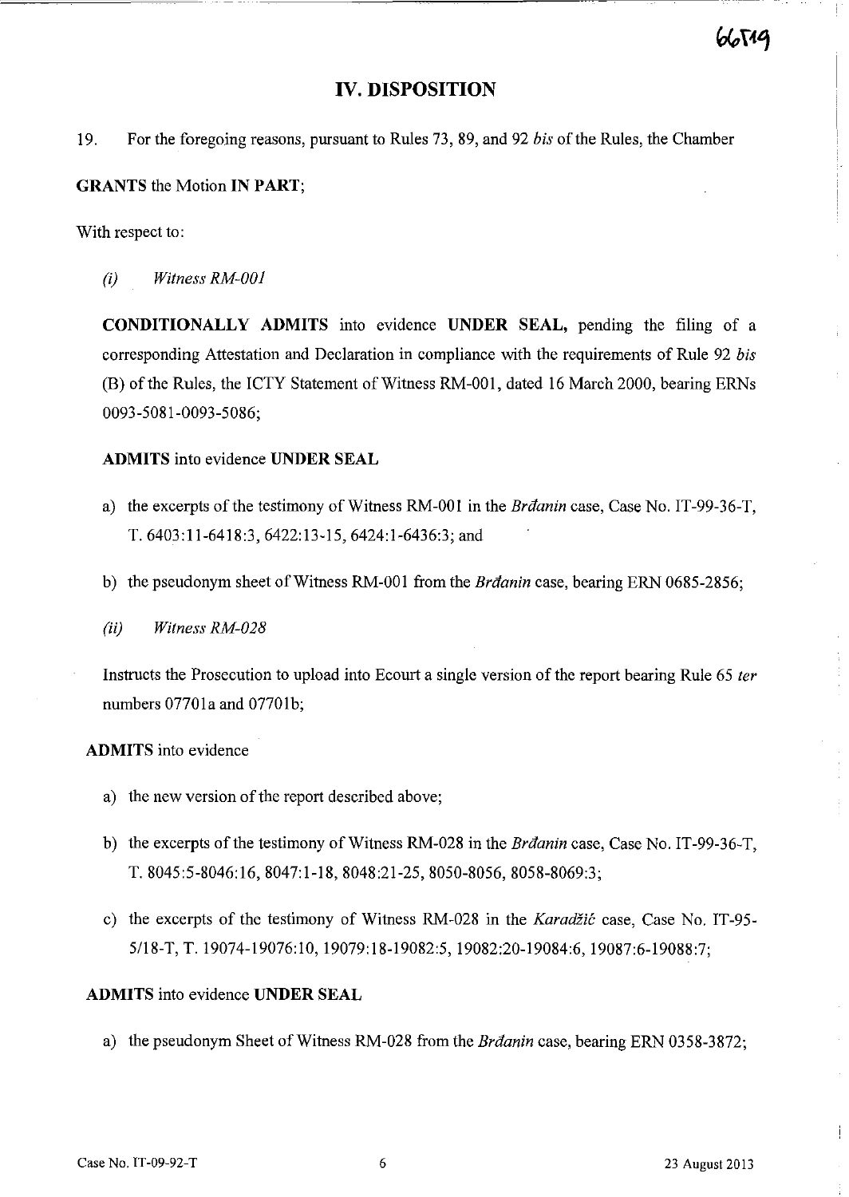## IV. DISPOSITION

19. For the foregoing reasons, pursuant to Rules 73, 89, and 92 *bis* of the Rules, the Chamber

**GRANTS** the Motion **IN PART**;

With respect to:

*(i) Witness RM-001*

**CONDITIONALLY ADMITS** into evidence **UNDER SEAL,** pending the filing of a corresponding Attestation and Declaration in compliance with the requirements of Rule 92 *bis* (B) of the Rules, the ICTY Statement of Witness RM-001, dated 16 March 2000, bearing ERNs 0093-5081-0093-5086;

**ADMITS** into evidence **UNDER SEAL**

a) the excerpts of the testimony of Witness RM-001 in the *Brđanin* case, Case No. IT-99-36-T, T. 6403:11-6418:3, 6422:13-15, 6424:1-6436:3; and

b) the pseudonym sheet of Witness RM-001 from the *Brđanin* case, bearing ERN 0685-2856;

*(ii) Witness RM-028*

Instructs the Prosecution to upload into Ecourt a single version of the report bearing Rule 65 *ter* numbers 07701a and 07701b;

**ADMITS** into evidence

a) the new version of the report described above;

b) the excerpts of the testimony of Witness RM-028 in the *Brđanin* case, Case No. IT-99-36-T, T. 8045:5-8046:16, 8047:1-18, 8048:21-25, 8050-8056, 8058-8069:3;

c) the excerpts of the testimony of Witness RM-028 in the *Karadžić* case, Case No. IT-95-5/18-T, T. 19074-19076:10, 19079:18-19082:5, 19082:20-19084:6, 19087:6-19088:7;

**ADMITS** into evidence **UNDER SEAL**

a) the pseudonym Sheet of Witness RM-028 from the *Brđanin* case, bearing ERN 0358-3872;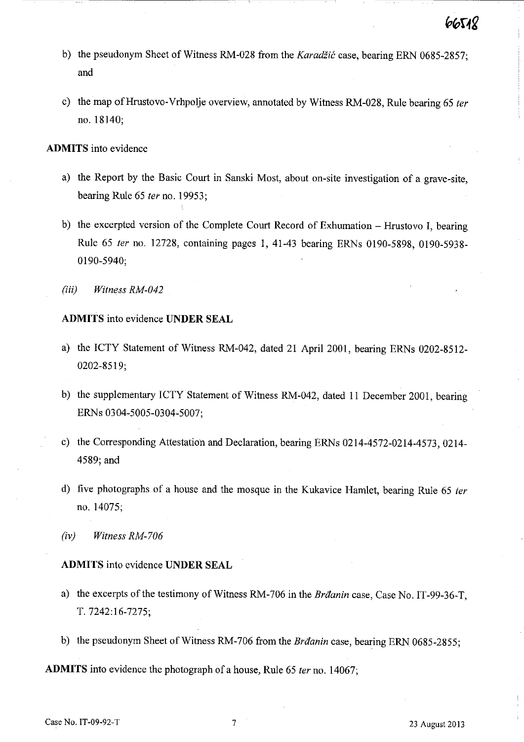b) the pseudonym Sheet of Witness RM-028 from the *Karadžić* case, bearing ERN 0685-2857; and

c) the map of Hrustovo-Vrhpolje overview, annotated by Witness RM-028, Rule bearing 65 *ter* no. 18140;

**ADMITS** into evidence

a) the Report by the Basic Court in Sanski Most, about on-site investigation of a grave-site, bearing Rule 65 *ter* no. 19953;

b) the excerpted version of the Complete Court Record of Exhumation – Hrustovo I, bearing Rule 65 *ter* no. 12728, containing pages 1, 41-43 bearing ERNs 0190-5898, 0190-5938-0190-5940;

*(iii) Witness RM-042*

**ADMITS** into evidence **UNDER SEAL**

a) the ICTY Statement of Witness RM-042, dated 21 April 2001, bearing ERNs 0202-8512-0202-8519;

b) the supplementary ICTY Statement of Witness RM-042, dated 11 December 2001, bearing ERNs 0304-5005-0304-5007;

c) the Corresponding Attestation and Declaration, bearing ERNs 0214-4572-0214-4573, 0214-4589; and

d) five photographs of a house and the mosque in the Kukavice Hamlet, bearing Rule 65 *ter* no. 14075;

*(iv) Witness RM-706*

**ADMITS** into evidence **UNDER SEAL**

a) the excerpts of the testimony of Witness RM-706 in the *Brđanin* case, Case No. IT-99-36-T, T. 7242:16-7275;

b) the pseudonym Sheet of Witness RM-706 from the *Brđanin* case, bearing ERN 0685-2855;

**ADMITS** into evidence the photograph of a house, Rule 65 *ter* no. 14067;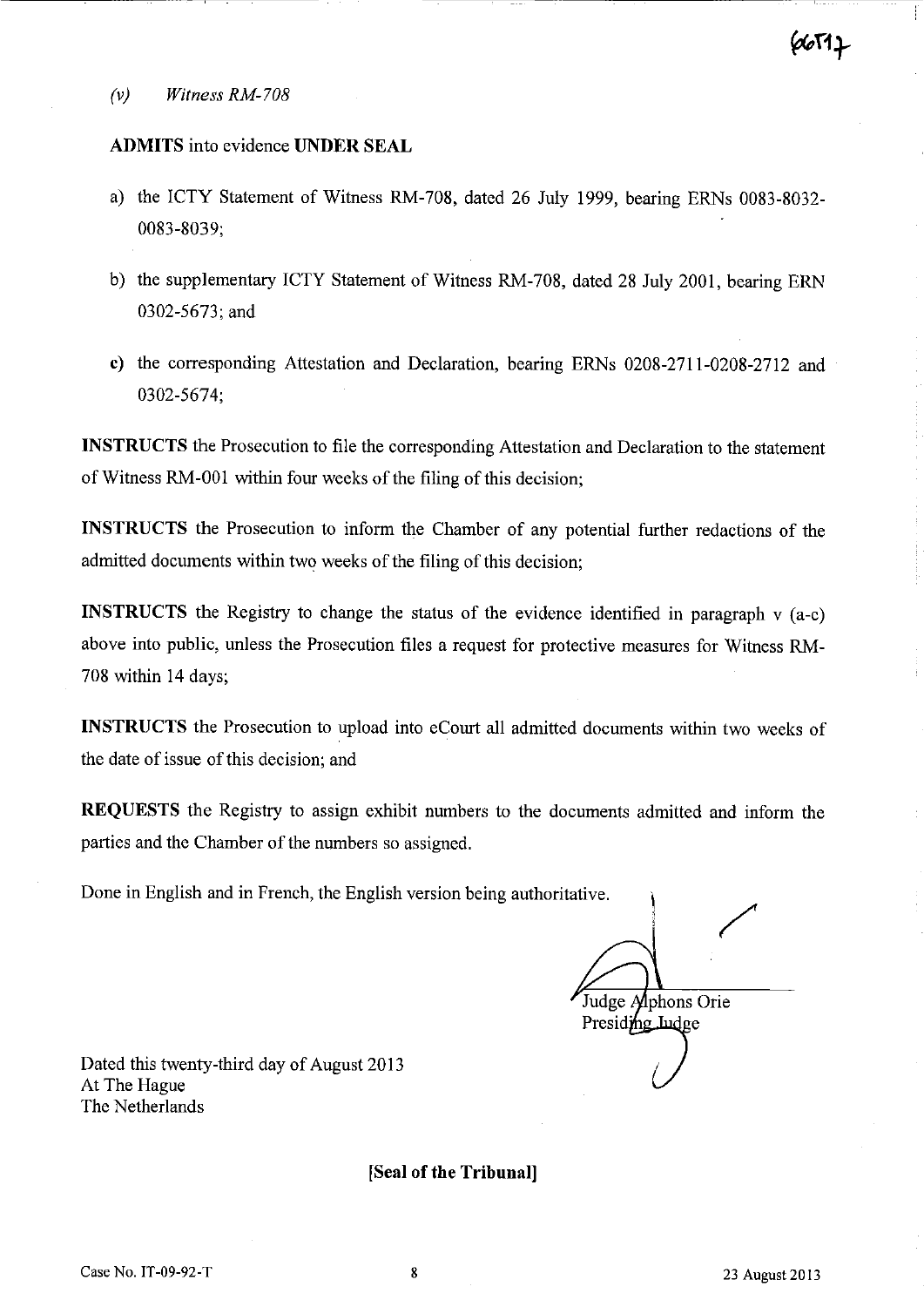*(v) Witness RM-708*

**ADMITS** into evidence **UNDER SEAL**

a) the ICTY Statement of Witness RM-708, dated 26 July 1999, bearing ERNs 0083-8032-0083-8039;

b) the supplementary ICTY Statement of Witness RM-708, dated 28 July 2001, bearing ERN 0302-5673; and

c) the corresponding Attestation and Declaration, bearing ERNs 0208-2711-0208-2712 and 0302-5674;

**INSTRUCTS** the Prosecution to file the corresponding Attestation and Declaration to the statement of Witness RM-001 within four weeks of the filing of this decision;

**INSTRUCTS** the Prosecution to inform the Chamber of any potential further redactions of the admitted documents within two weeks of the filing of this decision;

**INSTRUCTS** the Registry to change the status of the evidence identified in paragraph v (a-c) above into public, unless the Prosecution files a request for protective measures for Witness RM-708 within 14 days;

**INSTRUCTS** the Prosecution to upload into eCourt all admitted documents within two weeks of the date of issue of this decision; and

**REQUESTS** the Registry to assign exhibit numbers to the documents admitted and inform the parties and the Chamber of the numbers so assigned.

Done in English and in French, the English version being authoritative.

Judge Alphons Orie
Presiding Judge

Dated this twenty-third day of August 2013
At The Hague
The Netherlands

**[Seal of the Tribunal]**